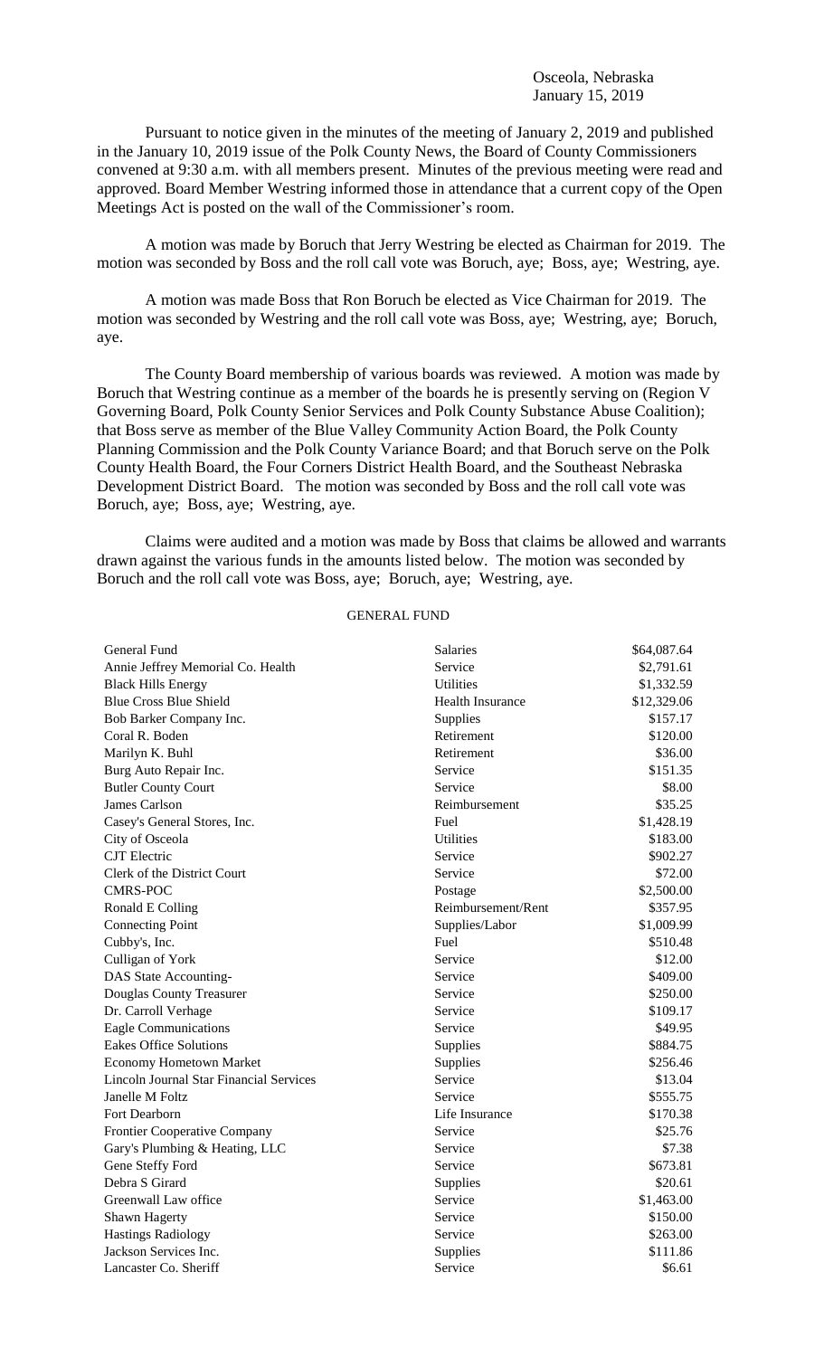Osceola, Nebraska
January 15, 2019

Pursuant to notice given in the minutes of the meeting of January 2, 2019 and published in the January 10, 2019 issue of the Polk County News, the Board of County Commissioners convened at 9:30 a.m. with all members present. Minutes of the previous meeting were read and approved. Board Member Westring informed those in attendance that a current copy of the Open Meetings Act is posted on the wall of the Commissioner's room.

A motion was made by Boruch that Jerry Westring be elected as Chairman for 2019. The motion was seconded by Boss and the roll call vote was Boruch, aye; Boss, aye; Westring, aye.

A motion was made Boss that Ron Boruch be elected as Vice Chairman for 2019. The motion was seconded by Westring and the roll call vote was Boss, aye; Westring, aye; Boruch, aye.

The County Board membership of various boards was reviewed. A motion was made by Boruch that Westring continue as a member of the boards he is presently serving on (Region V Governing Board, Polk County Senior Services and Polk County Substance Abuse Coalition); that Boss serve as member of the Blue Valley Community Action Board, the Polk County Planning Commission and the Polk County Variance Board; and that Boruch serve on the Polk County Health Board, the Four Corners District Health Board, and the Southeast Nebraska Development District Board. The motion was seconded by Boss and the roll call vote was Boruch, aye; Boss, aye; Westring, aye.

Claims were audited and a motion was made by Boss that claims be allowed and warrants drawn against the various funds in the amounts listed below. The motion was seconded by Boruch and the roll call vote was Boss, aye; Boruch, aye; Westring, aye.

GENERAL FUND

| | | |
|---|---|---|
| General Fund | Salaries | $64,087.64 |
| Annie Jeffrey Memorial Co. Health | Service | $2,791.61 |
| Black Hills Energy | Utilities | $1,332.59 |
| Blue Cross Blue Shield | Health Insurance | $12,329.06 |
| Bob Barker Company Inc. | Supplies | $157.17 |
| Coral R. Boden | Retirement | $120.00 |
| Marilyn K. Buhl | Retirement | $36.00 |
| Burg Auto Repair Inc. | Service | $151.35 |
| Butler County Court | Service | $8.00 |
| James Carlson | Reimbursement | $35.25 |
| Casey's General Stores, Inc. | Fuel | $1,428.19 |
| City of Osceola | Utilities | $183.00 |
| CJT Electric | Service | $902.27 |
| Clerk of the District Court | Service | $72.00 |
| CMRS-POC | Postage | $2,500.00 |
| Ronald E Colling | Reimbursement/Rent | $357.95 |
| Connecting Point | Supplies/Labor | $1,009.99 |
| Cubby's, Inc. | Fuel | $510.48 |
| Culligan of York | Service | $12.00 |
| DAS State Accounting- | Service | $409.00 |
| Douglas County Treasurer | Service | $250.00 |
| Dr. Carroll Verhage | Service | $109.17 |
| Eagle Communications | Service | $49.95 |
| Eakes Office Solutions | Supplies | $884.75 |
| Economy Hometown Market | Supplies | $256.46 |
| Lincoln Journal Star Financial Services | Service | $13.04 |
| Janelle M Foltz | Service | $555.75 |
| Fort Dearborn | Life Insurance | $170.38 |
| Frontier Cooperative Company | Service | $25.76 |
| Gary's Plumbing & Heating, LLC | Service | $7.38 |
| Gene Steffy Ford | Service | $673.81 |
| Debra S Girard | Supplies | $20.61 |
| Greenwall Law office | Service | $1,463.00 |
| Shawn Hagerty | Service | $150.00 |
| Hastings Radiology | Service | $263.00 |
| Jackson Services Inc. | Supplies | $111.86 |
| Lancaster Co. Sheriff | Service | $6.61 |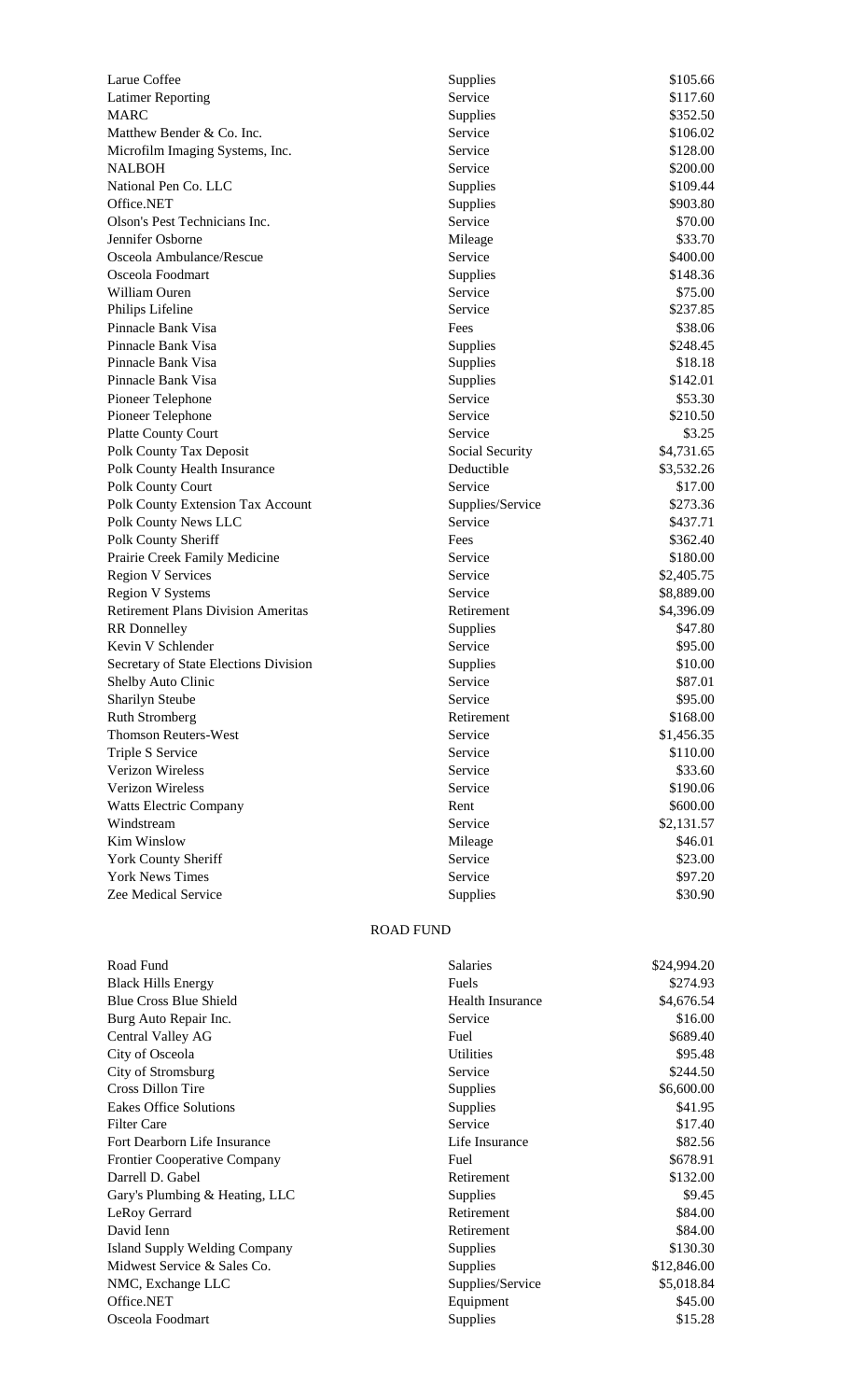| | | |
|---|---|---|
| Larue Coffee | Supplies | $105.66 |
| Latimer Reporting | Service | $117.60 |
| MARC | Supplies | $352.50 |
| Matthew Bender & Co. Inc. | Service | $106.02 |
| Microfilm Imaging Systems, Inc. | Service | $128.00 |
| NALBOH | Service | $200.00 |
| National Pen Co. LLC | Supplies | $109.44 |
| Office.NET | Supplies | $903.80 |
| Olson's Pest Technicians Inc. | Service | $70.00 |
| Jennifer Osborne | Mileage | $33.70 |
| Osceola Ambulance/Rescue | Service | $400.00 |
| Osceola Foodmart | Supplies | $148.36 |
| William Ouren | Service | $75.00 |
| Philips Lifeline | Service | $237.85 |
| Pinnacle Bank Visa | Fees | $38.06 |
| Pinnacle Bank Visa | Supplies | $248.45 |
| Pinnacle Bank Visa | Supplies | $18.18 |
| Pinnacle Bank Visa | Supplies | $142.01 |
| Pioneer Telephone | Service | $53.30 |
| Pioneer Telephone | Service | $210.50 |
| Platte County Court | Service | $3.25 |
| Polk County Tax Deposit | Social Security | $4,731.65 |
| Polk County Health Insurance | Deductible | $3,532.26 |
| Polk County Court | Service | $17.00 |
| Polk County Extension Tax Account | Supplies/Service | $273.36 |
| Polk County News LLC | Service | $437.71 |
| Polk County Sheriff | Fees | $362.40 |
| Prairie Creek Family Medicine | Service | $180.00 |
| Region V Services | Service | $2,405.75 |
| Region V Systems | Service | $8,889.00 |
| Retirement Plans Division Ameritas | Retirement | $4,396.09 |
| RR Donnelley | Supplies | $47.80 |
| Kevin V Schlender | Service | $95.00 |
| Secretary of State Elections Division | Supplies | $10.00 |
| Shelby Auto Clinic | Service | $87.01 |
| Sharilyn Steube | Service | $95.00 |
| Ruth Stromberg | Retirement | $168.00 |
| Thomson Reuters-West | Service | $1,456.35 |
| Triple S Service | Service | $110.00 |
| Verizon Wireless | Service | $33.60 |
| Verizon Wireless | Service | $190.06 |
| Watts Electric Company | Rent | $600.00 |
| Windstream | Service | $2,131.57 |
| Kim Winslow | Mileage | $46.01 |
| York County Sheriff | Service | $23.00 |
| York News Times | Service | $97.20 |
| Zee Medical Service | Supplies | $30.90 |

ROAD FUND

| | | |
|---|---|---|
| Road Fund | Salaries | $24,994.20 |
| Black Hills Energy | Fuels | $274.93 |
| Blue Cross Blue Shield | Health Insurance | $4,676.54 |
| Burg Auto Repair Inc. | Service | $16.00 |
| Central Valley AG | Fuel | $689.40 |
| City of Osceola | Utilities | $95.48 |
| City of Stromsburg | Service | $244.50 |
| Cross Dillon Tire | Supplies | $6,600.00 |
| Eakes Office Solutions | Supplies | $41.95 |
| Filter Care | Service | $17.40 |
| Fort Dearborn Life Insurance | Life Insurance | $82.56 |
| Frontier Cooperative Company | Fuel | $678.91 |
| Darrell D. Gabel | Retirement | $132.00 |
| Gary's Plumbing & Heating, LLC | Supplies | $9.45 |
| LeRoy Gerrard | Retirement | $84.00 |
| David Ienn | Retirement | $84.00 |
| Island Supply Welding Company | Supplies | $130.30 |
| Midwest Service & Sales Co. | Supplies | $12,846.00 |
| NMC, Exchange LLC | Supplies/Service | $5,018.84 |
| Office.NET | Equipment | $45.00 |
| Osceola Foodmart | Supplies | $15.28 |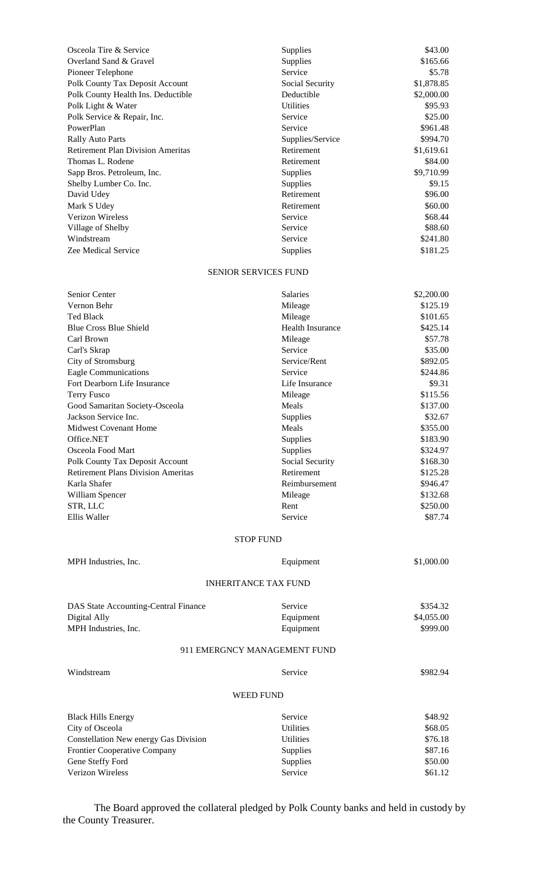| | | |
|---|---|---|
| Osceola Tire & Service | Supplies | $43.00 |
| Overland Sand & Gravel | Supplies | $165.66 |
| Pioneer Telephone | Service | $5.78 |
| Polk County Tax Deposit Account | Social Security | $1,878.85 |
| Polk County Health Ins. Deductible | Deductible | $2,000.00 |
| Polk Light & Water | Utilities | $95.93 |
| Polk Service & Repair, Inc. | Service | $25.00 |
| PowerPlan | Service | $961.48 |
| Rally Auto Parts | Supplies/Service | $994.70 |
| Retirement Plan Division Ameritas | Retirement | $1,619.61 |
| Thomas L. Rodene | Retirement | $84.00 |
| Sapp Bros. Petroleum, Inc. | Supplies | $9,710.99 |
| Shelby Lumber Co. Inc. | Supplies | $9.15 |
| David Udey | Retirement | $96.00 |
| Mark S Udey | Retirement | $60.00 |
| Verizon Wireless | Service | $68.44 |
| Village of Shelby | Service | $88.60 |
| Windstream | Service | $241.80 |
| Zee Medical Service | Supplies | $181.25 |

SENIOR SERVICES FUND

| | | |
|---|---|---|
| Senior Center | Salaries | $2,200.00 |
| Vernon Behr | Mileage | $125.19 |
| Ted Black | Mileage | $101.65 |
| Blue Cross Blue Shield | Health Insurance | $425.14 |
| Carl Brown | Mileage | $57.78 |
| Carl's Skrap | Service | $35.00 |
| City of Stromsburg | Service/Rent | $892.05 |
| Eagle Communications | Service | $244.86 |
| Fort Dearborn Life Insurance | Life Insurance | $9.31 |
| Terry Fusco | Mileage | $115.56 |
| Good Samaritan Society-Osceola | Meals | $137.00 |
| Jackson Service Inc. | Supplies | $32.67 |
| Midwest Covenant Home | Meals | $355.00 |
| Office.NET | Supplies | $183.90 |
| Osceola Food Mart | Supplies | $324.97 |
| Polk County Tax Deposit Account | Social Security | $168.30 |
| Retirement Plans Division Ameritas | Retirement | $125.28 |
| Karla Shafer | Reimbursement | $946.47 |
| William Spencer | Mileage | $132.68 |
| STR, LLC | Rent | $250.00 |
| Ellis Waller | Service | $87.74 |

STOP FUND

| | | |
|---|---|---|
| MPH Industries, Inc. | Equipment | $1,000.00 |

INHERITANCE TAX FUND

| | | |
|---|---|---|
| DAS State Accounting-Central Finance | Service | $354.32 |
| Digital Ally | Equipment | $4,055.00 |
| MPH Industries, Inc. | Equipment | $999.00 |

911 EMERGNCY MANAGEMENT FUND

| | | |
|---|---|---|
| Windstream | Service | $982.94 |

WEED FUND

| | | |
|---|---|---|
| Black Hills Energy | Service | $48.92 |
| City of Osceola | Utilities | $68.05 |
| Constellation New energy Gas Division | Utilities | $76.18 |
| Frontier Cooperative Company | Supplies | $87.16 |
| Gene Steffy Ford | Supplies | $50.00 |
| Verizon Wireless | Service | $61.12 |

The Board approved the collateral pledged by Polk County banks and held in custody by the County Treasurer.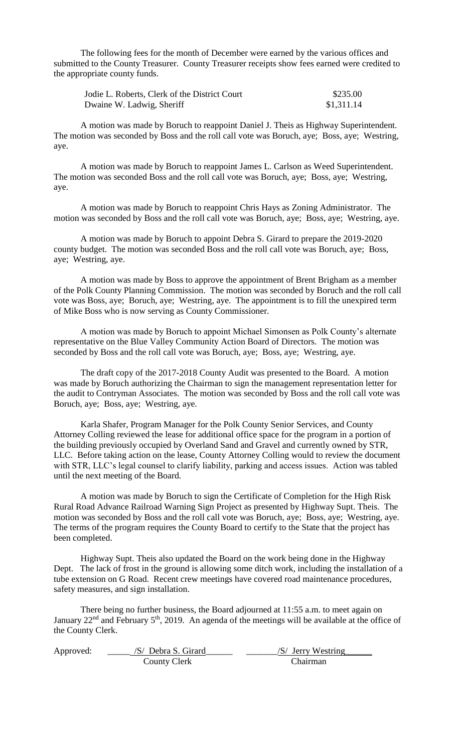The following fees for the month of December were earned by the various offices and submitted to the County Treasurer. County Treasurer receipts show fees earned were credited to the appropriate county funds.

| | |
|---|---|
| Jodie L. Roberts, Clerk of the District Court | \$235.00 |
| Dwaine W. Ladwig, Sheriff | \$1,311.14 |

A motion was made by Boruch to reappoint Daniel J. Theis as Highway Superintendent. The motion was seconded by Boss and the roll call vote was Boruch, aye; Boss, aye; Westring, aye.

A motion was made by Boruch to reappoint James L. Carlson as Weed Superintendent. The motion was seconded Boss and the roll call vote was Boruch, aye; Boss, aye; Westring, aye.

A motion was made by Boruch to reappoint Chris Hays as Zoning Administrator. The motion was seconded by Boss and the roll call vote was Boruch, aye; Boss, aye; Westring, aye.

A motion was made by Boruch to appoint Debra S. Girard to prepare the 2019-2020 county budget. The motion was seconded Boss and the roll call vote was Boruch, aye; Boss, aye; Westring, aye.

A motion was made by Boss to approve the appointment of Brent Brigham as a member of the Polk County Planning Commission. The motion was seconded by Boruch and the roll call vote was Boss, aye; Boruch, aye; Westring, aye. The appointment is to fill the unexpired term of Mike Boss who is now serving as County Commissioner.

A motion was made by Boruch to appoint Michael Simonsen as Polk County's alternate representative on the Blue Valley Community Action Board of Directors. The motion was seconded by Boss and the roll call vote was Boruch, aye; Boss, aye; Westring, aye.

The draft copy of the 2017-2018 County Audit was presented to the Board. A motion was made by Boruch authorizing the Chairman to sign the management representation letter for the audit to Contryman Associates. The motion was seconded by Boss and the roll call vote was Boruch, aye; Boss, aye; Westring, aye.

Karla Shafer, Program Manager for the Polk County Senior Services, and County Attorney Colling reviewed the lease for additional office space for the program in a portion of the building previously occupied by Overland Sand and Gravel and currently owned by STR, LLC. Before taking action on the lease, County Attorney Colling would to review the document with STR, LLC's legal counsel to clarify liability, parking and access issues. Action was tabled until the next meeting of the Board.

A motion was made by Boruch to sign the Certificate of Completion for the High Risk Rural Road Advance Railroad Warning Sign Project as presented by Highway Supt. Theis. The motion was seconded by Boss and the roll call vote was Boruch, aye; Boss, aye; Westring, aye. The terms of the program requires the County Board to certify to the State that the project has been completed.

Highway Supt. Theis also updated the Board on the work being done in the Highway Dept. The lack of frost in the ground is allowing some ditch work, including the installation of a tube extension on G Road. Recent crew meetings have covered road maintenance procedures, safety measures, and sign installation.

There being no further business, the Board adjourned at 11:55 a.m. to meet again on January 22nd and February 5th, 2019. An agenda of the meetings will be available at the office of the County Clerk.

Approved: /S/ Debra S. Girard — County Clerk &nbsp;&nbsp;&nbsp;&nbsp; /S/ Jerry Westring — Chairman